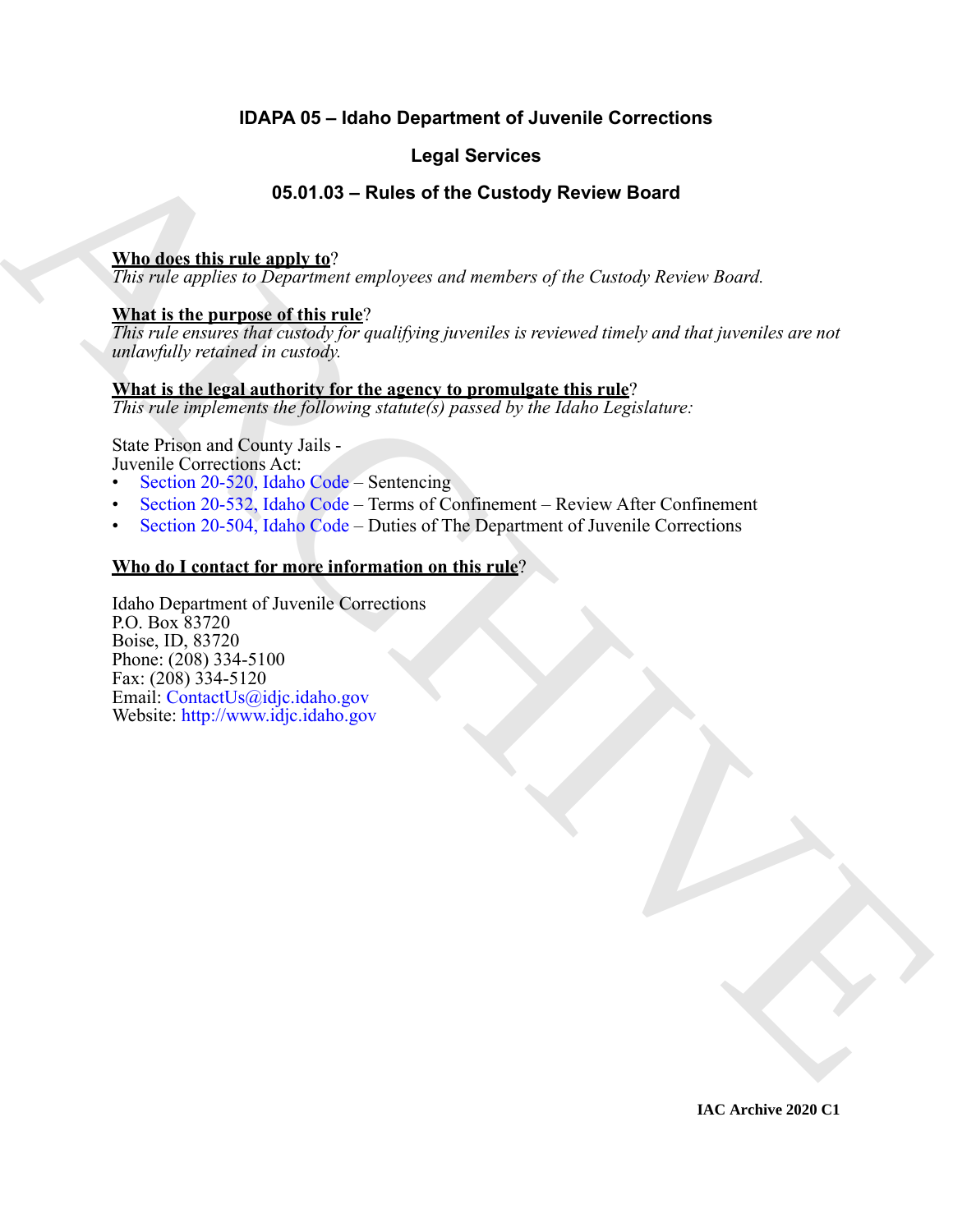# IDAPA 05 – Idaho Department of Juvenile Corrections

## Legal Services

## 05.01.03 – Rules of the Custody Review Board

**Who does this rule apply to**?

*This rule applies to Department employees and members of the Custody Review Board.*

**What is the purpose of this rule**?

*This rule ensures that custody for qualifying juveniles is reviewed timely and that juveniles are not unlawfully retained in custody.*

**What is the legal authority for the agency to promulgate this rule**?

*This rule implements the following statute(s) passed by the Idaho Legislature:*

State Prison and County Jails -
Juvenile Corrections Act:

- Section 20-520, Idaho Code – Sentencing
- Section 20-532, Idaho Code – Terms of Confinement – Review After Confinement
- Section 20-504, Idaho Code – Duties of The Department of Juvenile Corrections

**Who do I contact for more information on this rule**?

Idaho Department of Juvenile Corrections
P.O. Box 83720
Boise, ID, 83720
Phone: (208) 334-5100
Fax: (208) 334-5120
Email: ContactUs@idjc.idaho.gov
Website: http://www.idjc.idaho.gov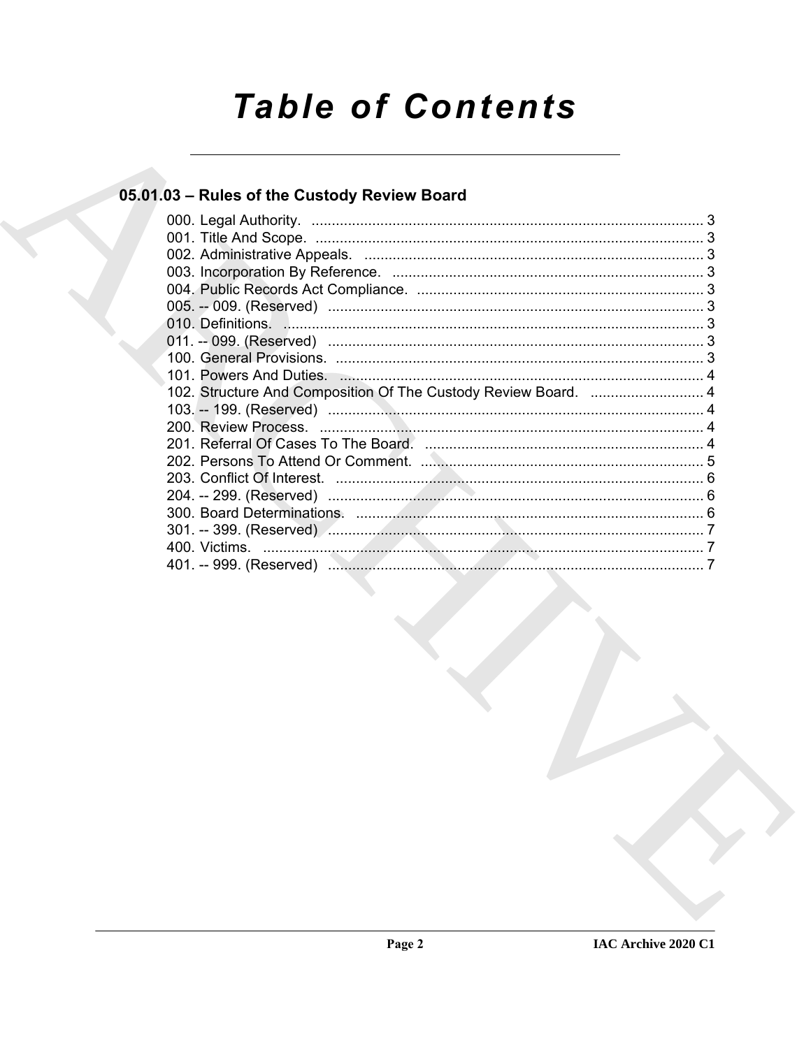# Table of Contents

## 05.01.03 – Rules of the Custody Review Board

000. Legal Authority. ........................................................................................ 3
001. Title And Scope. ........................................................................................ 3
002. Administrative Appeals. ............................................................................ 3
003. Incorporation By Reference. ..................................................................... 3
004. Public Records Act Compliance. ............................................................... 3
005. -- 009. (Reserved) ...................................................................................... 3
010. Definitions. ................................................................................................ 3
011. -- 099. (Reserved) ...................................................................................... 3
100. General Provisions. .................................................................................... 3
101. Powers And Duties. .................................................................................... 4
102. Structure And Composition Of The Custody Review Board. ...................... 4
103. -- 199. (Reserved) ...................................................................................... 4
200. Review Process. ......................................................................................... 4
201. Referral Of Cases To The Board. ............................................................... 4
202. Persons To Attend Or Comment. ............................................................... 5
203. Conflict Of Interest. .................................................................................... 6
204. -- 299. (Reserved) ...................................................................................... 6
300. Board Determinations. ................................................................................ 6
301. -- 399. (Reserved) ...................................................................................... 7
400. Victims. ...................................................................................................... 7
401. -- 999. (Reserved) ...................................................................................... 7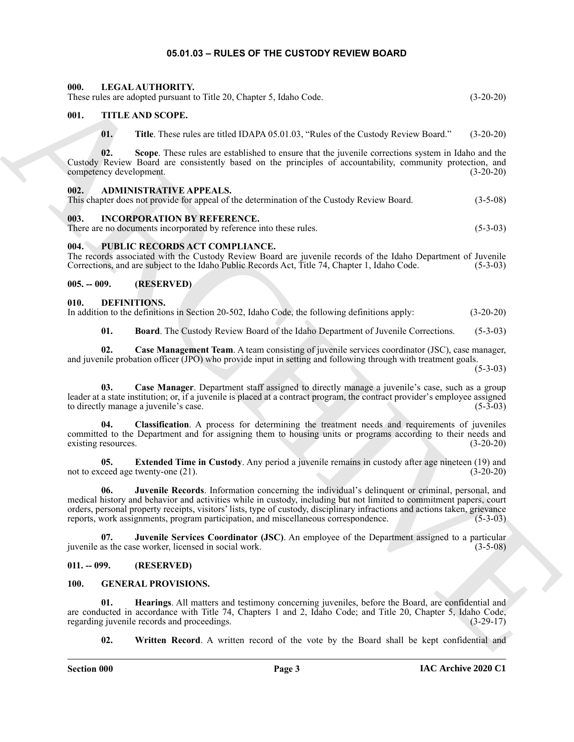# 05.01.03 – RULES OF THE CUSTODY REVIEW BOARD

### 000. LEGAL AUTHORITY.

These rules are adopted pursuant to Title 20, Chapter 5, Idaho Code. (3-20-20)

### 001. TITLE AND SCOPE.

**01. Title**. These rules are titled IDAPA 05.01.03, "Rules of the Custody Review Board." (3-20-20)

**02. Scope**. These rules are established to ensure that the juvenile corrections system in Idaho and the Custody Review Board are consistently based on the principles of accountability, community protection, and competency development. (3-20-20)

### 002. ADMINISTRATIVE APPEALS.

This chapter does not provide for appeal of the determination of the Custody Review Board. (3-5-08)

### 003. INCORPORATION BY REFERENCE.

There are no documents incorporated by reference into these rules. (5-3-03)

### 004. PUBLIC RECORDS ACT COMPLIANCE.

The records associated with the Custody Review Board are juvenile records of the Idaho Department of Juvenile Corrections, and are subject to the Idaho Public Records Act, Title 74, Chapter 1, Idaho Code. (5-3-03)

### 005. -- 009. (RESERVED)

### 010. DEFINITIONS.

In addition to the definitions in Section 20-502, Idaho Code, the following definitions apply: (3-20-20)

**01. Board**. The Custody Review Board of the Idaho Department of Juvenile Corrections. (5-3-03)

**02. Case Management Team**. A team consisting of juvenile services coordinator (JSC), case manager, and juvenile probation officer (JPO) who provide input in setting and following through with treatment goals. (5-3-03)

**03. Case Manager**. Department staff assigned to directly manage a juvenile's case, such as a group leader at a state institution; or, if a juvenile is placed at a contract program, the contract provider's employee assigned to directly manage a juvenile's case. (5-3-03)

**04. Classification**. A process for determining the treatment needs and requirements of juveniles committed to the Department and for assigning them to housing units or programs according to their needs and existing resources. (3-20-20)

**05. Extended Time in Custody**. Any period a juvenile remains in custody after age nineteen (19) and not to exceed age twenty-one (21). (3-20-20)

**06. Juvenile Records**. Information concerning the individual's delinquent or criminal, personal, and medical history and behavior and activities while in custody, including but not limited to commitment papers, court orders, personal property receipts, visitors' lists, type of custody, disciplinary infractions and actions taken, grievance reports, work assignments, program participation, and miscellaneous correspondence. (5-3-03)

**07. Juvenile Services Coordinator (JSC)**. An employee of the Department assigned to a particular juvenile as the case worker, licensed in social work. (3-5-08)

### 011. -- 099. (RESERVED)

### 100. GENERAL PROVISIONS.

**01. Hearings**. All matters and testimony concerning juveniles, before the Board, are confidential and are conducted in accordance with Title 74, Chapters 1 and 2, Idaho Code; and Title 20, Chapter 5, Idaho Code, regarding juvenile records and proceedings. (3-29-17)

**02. Written Record**. A written record of the vote by the Board shall be kept confidential and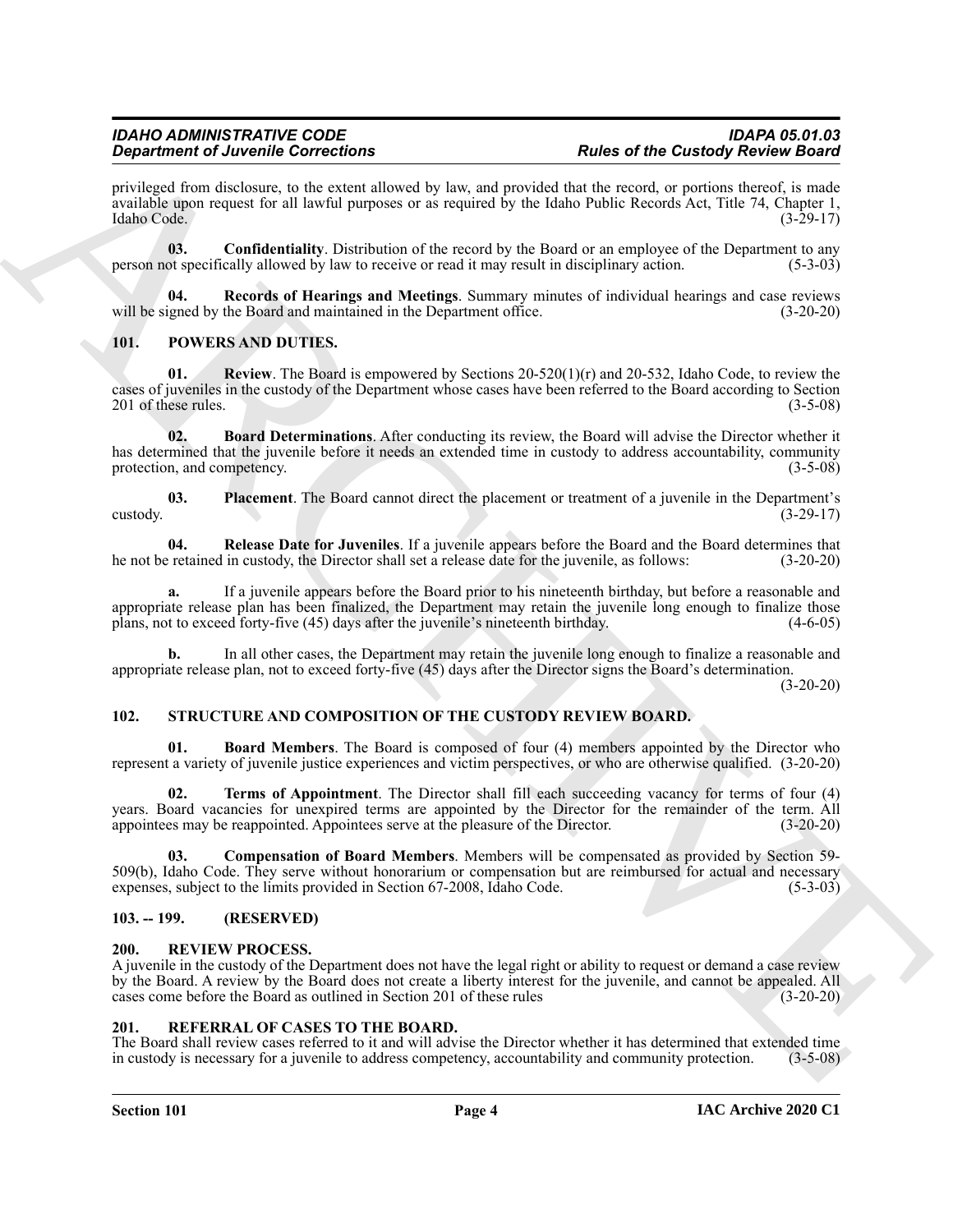privileged from disclosure, to the extent allowed by law, and provided that the record, or portions thereof, is made available upon request for all lawful purposes or as required by the Idaho Public Records Act, Title 74, Chapter 1, Idaho Code. (3-29-17)

**03. Confidentiality**. Distribution of the record by the Board or an employee of the Department to any person not specifically allowed by law to receive or read it may result in disciplinary action. (5-3-03)

**04. Records of Hearings and Meetings**. Summary minutes of individual hearings and case reviews will be signed by the Board and maintained in the Department office. (3-20-20)

## 101. POWERS AND DUTIES.

**01. Review**. The Board is empowered by Sections 20-520(1)(r) and 20-532, Idaho Code, to review the cases of juveniles in the custody of the Department whose cases have been referred to the Board according to Section 201 of these rules. (3-5-08)

**02. Board Determinations**. After conducting its review, the Board will advise the Director whether it has determined that the juvenile before it needs an extended time in custody to address accountability, community protection, and competency. (3-5-08)

**03. Placement**. The Board cannot direct the placement or treatment of a juvenile in the Department's custody. (3-29-17)

**04. Release Date for Juveniles**. If a juvenile appears before the Board and the Board determines that he not be retained in custody, the Director shall set a release date for the juvenile, as follows: (3-20-20)

**a.** If a juvenile appears before the Board prior to his nineteenth birthday, but before a reasonable and appropriate release plan has been finalized, the Department may retain the juvenile long enough to finalize those plans, not to exceed forty-five (45) days after the juvenile's nineteenth birthday. (4-6-05)

**b.** In all other cases, the Department may retain the juvenile long enough to finalize a reasonable and appropriate release plan, not to exceed forty-five (45) days after the Director signs the Board's determination. (3-20-20)

## 102. STRUCTURE AND COMPOSITION OF THE CUSTODY REVIEW BOARD.

**01. Board Members**. The Board is composed of four (4) members appointed by the Director who represent a variety of juvenile justice experiences and victim perspectives, or who are otherwise qualified. (3-20-20)

**02. Terms of Appointment**. The Director shall fill each succeeding vacancy for terms of four (4) years. Board vacancies for unexpired terms are appointed by the Director for the remainder of the term. All appointees may be reappointed. Appointees serve at the pleasure of the Director. (3-20-20)

**03. Compensation of Board Members**. Members will be compensated as provided by Section 59-509(b), Idaho Code. They serve without honorarium or compensation but are reimbursed for actual and necessary expenses, subject to the limits provided in Section 67-2008, Idaho Code. (5-3-03)

## 103. -- 199. (RESERVED)

## 200. REVIEW PROCESS.

A juvenile in the custody of the Department does not have the legal right or ability to request or demand a case review by the Board. A review by the Board does not create a liberty interest for the juvenile, and cannot be appealed. All cases come before the Board as outlined in Section 201 of these rules (3-20-20)

## 201. REFERRAL OF CASES TO THE BOARD.

The Board shall review cases referred to it and will advise the Director whether it has determined that extended time in custody is necessary for a juvenile to address competency, accountability and community protection. (3-5-08)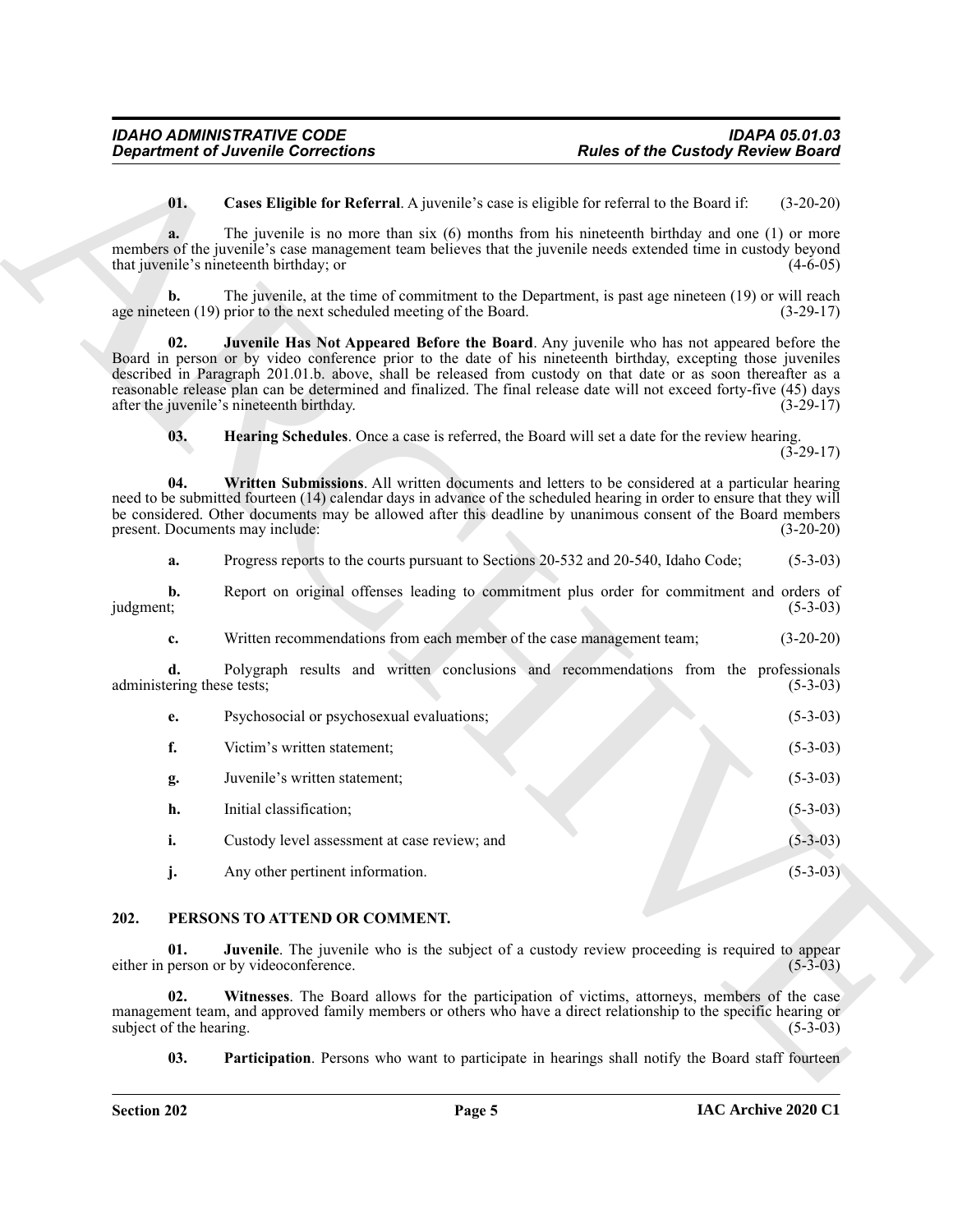**01. Cases Eligible for Referral**. A juvenile's case is eligible for referral to the Board if: (3-20-20)

**a.** The juvenile is no more than six (6) months from his nineteenth birthday and one (1) or more members of the juvenile's case management team believes that the juvenile needs extended time in custody beyond that juvenile's nineteenth birthday; or (4-6-05)

**b.** The juvenile, at the time of commitment to the Department, is past age nineteen (19) or will reach age nineteen (19) prior to the next scheduled meeting of the Board. (3-29-17)

**02. Juvenile Has Not Appeared Before the Board**. Any juvenile who has not appeared before the Board in person or by video conference prior to the date of his nineteenth birthday, excepting those juveniles described in Paragraph 201.01.b. above, shall be released from custody on that date or as soon thereafter as a reasonable release plan can be determined and finalized. The final release date will not exceed forty-five (45) days after the juvenile's nineteenth birthday. (3-29-17)

**03. Hearing Schedules**. Once a case is referred, the Board will set a date for the review hearing. (3-29-17)

**04. Written Submissions**. All written documents and letters to be considered at a particular hearing need to be submitted fourteen (14) calendar days in advance of the scheduled hearing in order to ensure that they will be considered. Other documents may be allowed after this deadline by unanimous consent of the Board members present. Documents may include: (3-20-20)

**a.** Progress reports to the courts pursuant to Sections 20-532 and 20-540, Idaho Code; (5-3-03)

**b.** Report on original offenses leading to commitment plus order for commitment and orders of judgment; (5-3-03)

**c.** Written recommendations from each member of the case management team; (3-20-20)

**d.** Polygraph results and written conclusions and recommendations from the professionals administering these tests; (5-3-03)

**e.** Psychosocial or psychosexual evaluations; (5-3-03)

**f.** Victim's written statement; (5-3-03)

**g.** Juvenile's written statement; (5-3-03)

**h.** Initial classification; (5-3-03)

**i.** Custody level assessment at case review; and (5-3-03)

**j.** Any other pertinent information. (5-3-03)

## 202. PERSONS TO ATTEND OR COMMENT.

**01. Juvenile**. The juvenile who is the subject of a custody review proceeding is required to appear either in person or by videoconference. (5-3-03)

**02. Witnesses**. The Board allows for the participation of victims, attorneys, members of the case management team, and approved family members or others who have a direct relationship to the specific hearing or subject of the hearing. (5-3-03)

**03. Participation**. Persons who want to participate in hearings shall notify the Board staff fourteen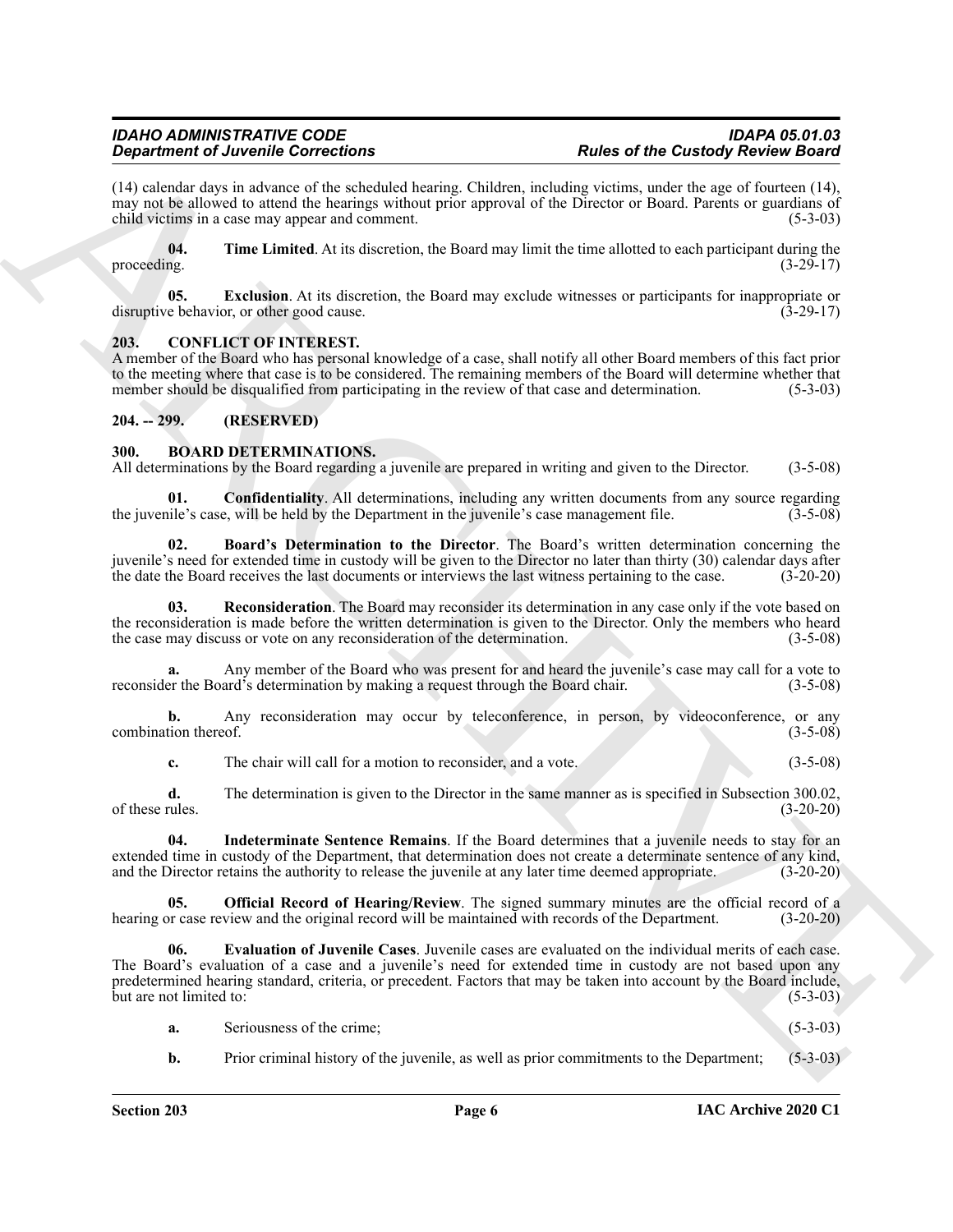(14) calendar days in advance of the scheduled hearing. Children, including victims, under the age of fourteen (14), may not be allowed to attend the hearings without prior approval of the Director or Board. Parents or guardians of child victims in a case may appear and comment. (5-3-03)

**04. Time Limited**. At its discretion, the Board may limit the time allotted to each participant during the proceeding. (3-29-17)

**05. Exclusion**. At its discretion, the Board may exclude witnesses or participants for inappropriate or disruptive behavior, or other good cause. (3-29-17)

## 203. CONFLICT OF INTEREST.

A member of the Board who has personal knowledge of a case, shall notify all other Board members of this fact prior to the meeting where that case is to be considered. The remaining members of the Board will determine whether that member should be disqualified from participating in the review of that case and determination. (5-3-03)

## 204. -- 299. (RESERVED)

## 300. BOARD DETERMINATIONS.

All determinations by the Board regarding a juvenile are prepared in writing and given to the Director. (3-5-08)

**01. Confidentiality**. All determinations, including any written documents from any source regarding the juvenile's case, will be held by the Department in the juvenile's case management file. (3-5-08)

**02. Board's Determination to the Director**. The Board's written determination concerning the juvenile's need for extended time in custody will be given to the Director no later than thirty (30) calendar days after the date the Board receives the last documents or interviews the last witness pertaining to the case. (3-20-20)

**03. Reconsideration**. The Board may reconsider its determination in any case only if the vote based on the reconsideration is made before the written determination is given to the Director. Only the members who heard the case may discuss or vote on any reconsideration of the determination. (3-5-08)

**a.** Any member of the Board who was present for and heard the juvenile's case may call for a vote to reconsider the Board's determination by making a request through the Board chair. (3-5-08)

**b.** Any reconsideration may occur by teleconference, in person, by videoconference, or any combination thereof. (3-5-08)

**c.** The chair will call for a motion to reconsider, and a vote. (3-5-08)

**d.** The determination is given to the Director in the same manner as is specified in Subsection 300.02, of these rules. (3-20-20)

**04. Indeterminate Sentence Remains**. If the Board determines that a juvenile needs to stay for an extended time in custody of the Department, that determination does not create a determinate sentence of any kind, and the Director retains the authority to release the juvenile at any later time deemed appropriate. (3-20-20)

**05. Official Record of Hearing/Review**. The signed summary minutes are the official record of a hearing or case review and the original record will be maintained with records of the Department. (3-20-20)

**06. Evaluation of Juvenile Cases**. Juvenile cases are evaluated on the individual merits of each case. The Board's evaluation of a case and a juvenile's need for extended time in custody are not based upon any predetermined hearing standard, criteria, or precedent. Factors that may be taken into account by the Board include, but are not limited to: (5-3-03)

**a.** Seriousness of the crime; (5-3-03)

**b.** Prior criminal history of the juvenile, as well as prior commitments to the Department; (5-3-03)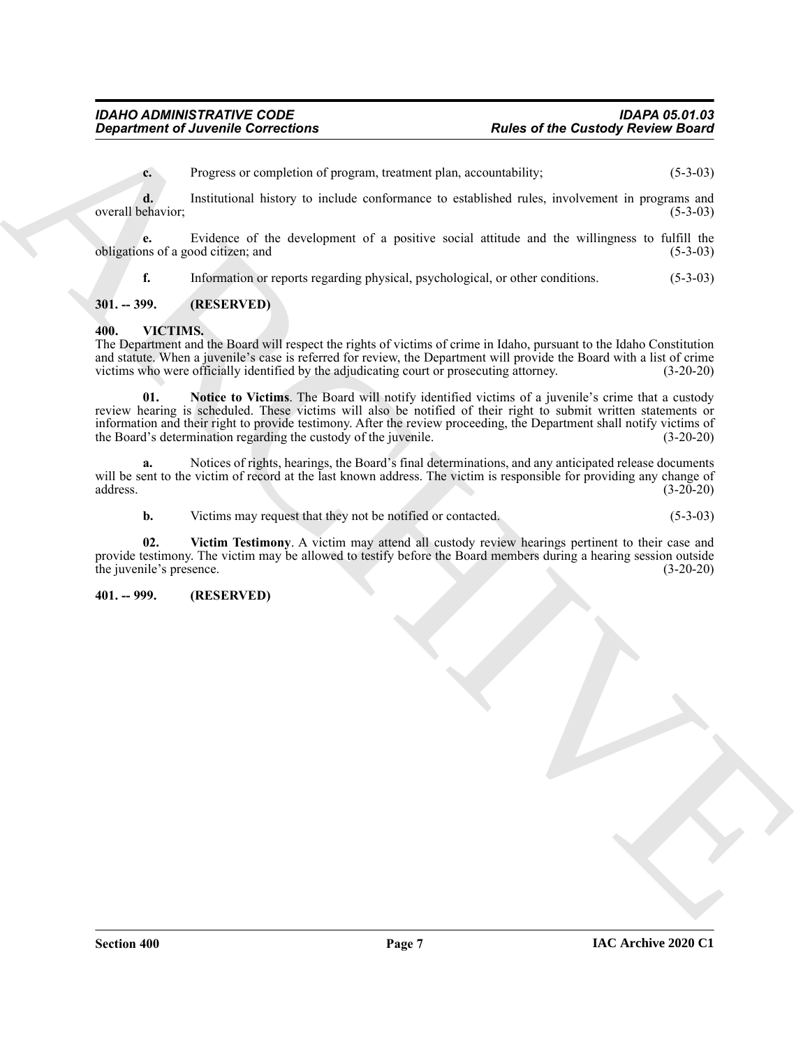**c.** Progress or completion of program, treatment plan, accountability; (5-3-03)

**d.** Institutional history to include conformance to established rules, involvement in programs and overall behavior; (5-3-03)

**e.** Evidence of the development of a positive social attitude and the willingness to fulfill the obligations of a good citizen; and (5-3-03)

**f.** Information or reports regarding physical, psychological, or other conditions. (5-3-03)

## 301. -- 399. (RESERVED)

## 400. VICTIMS.

The Department and the Board will respect the rights of victims of crime in Idaho, pursuant to the Idaho Constitution and statute. When a juvenile's case is referred for review, the Department will provide the Board with a list of crime victims who were officially identified by the adjudicating court or prosecuting attorney. (3-20-20)

**01. Notice to Victims**. The Board will notify identified victims of a juvenile's crime that a custody review hearing is scheduled. These victims will also be notified of their right to submit written statements or information and their right to provide testimony. After the review proceeding, the Department shall notify victims of the Board's determination regarding the custody of the juvenile. (3-20-20)

**a.** Notices of rights, hearings, the Board's final determinations, and any anticipated release documents will be sent to the victim of record at the last known address. The victim is responsible for providing any change of address. (3-20-20)

**b.** Victims may request that they not be notified or contacted. (5-3-03)

**02. Victim Testimony**. A victim may attend all custody review hearings pertinent to their case and provide testimony. The victim may be allowed to testify before the Board members during a hearing session outside the juvenile's presence. (3-20-20)

## 401. -- 999. (RESERVED)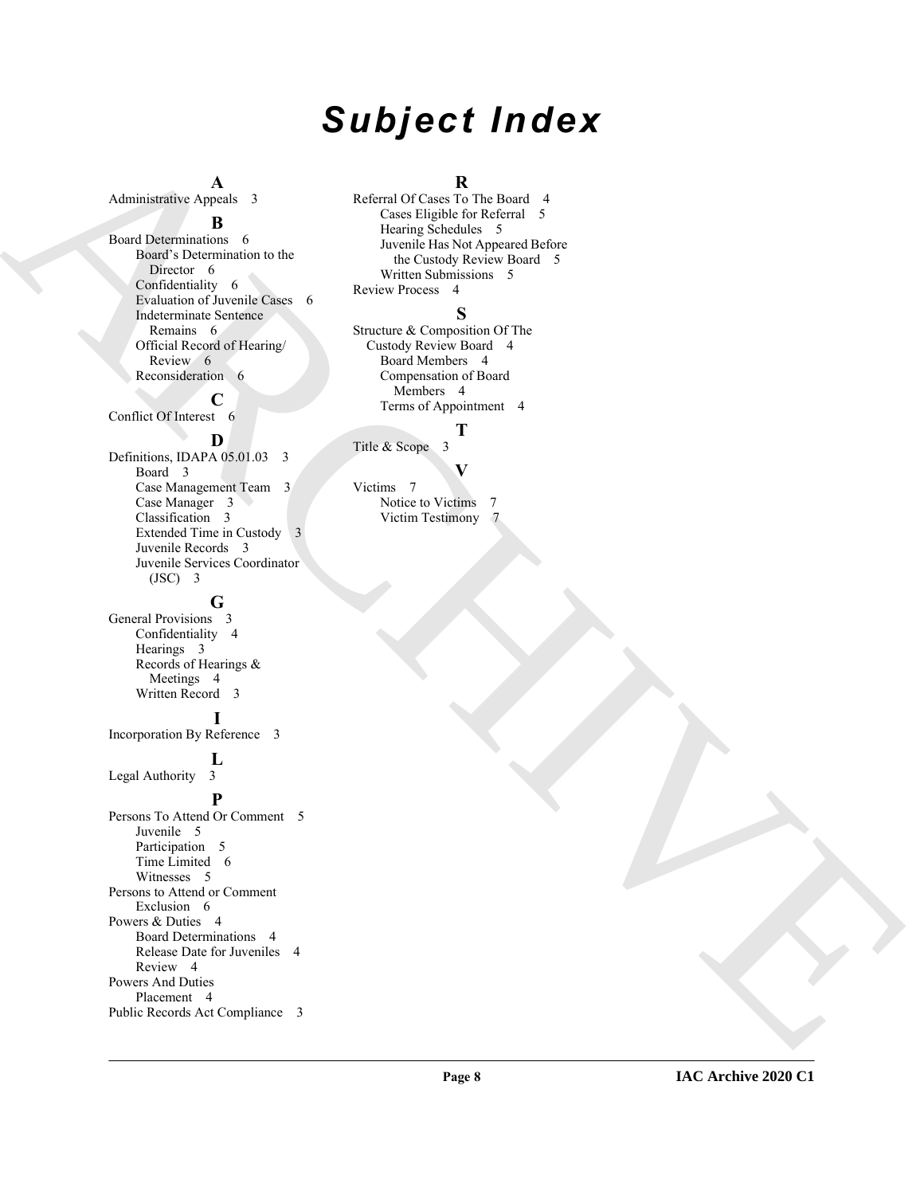# Subject Index

**A**

Administrative Appeals 3

**B**

Board Determinations 6
- Board's Determination to the Director 6
- Confidentiality 6
- Evaluation of Juvenile Cases 6
- Indeterminate Sentence Remains 6
- Official Record of Hearing/Review 6
- Reconsideration 6

**C**

Conflict Of Interest 6

**D**

Definitions, IDAPA 05.01.03 3
- Board 3
- Case Management Team 3
- Case Manager 3
- Classification 3
- Extended Time in Custody 3
- Juvenile Records 3
- Juvenile Services Coordinator (JSC) 3

**G**

General Provisions 3
- Confidentiality 4
- Hearings 3
- Records of Hearings & Meetings 4
- Written Record 3

**I**

Incorporation By Reference 3

**L**

Legal Authority 3

**P**

Persons To Attend Or Comment 5
- Juvenile 5
- Participation 5
- Time Limited 6
- Witnesses 5

Persons to Attend or Comment
- Exclusion 6

Powers & Duties 4
- Board Determinations 4
- Release Date for Juveniles 4
- Review 4

Powers And Duties
- Placement 4

Public Records Act Compliance 3

**R**

Referral Of Cases To The Board 4
- Cases Eligible for Referral 5
- Hearing Schedules 5
- Juvenile Has Not Appeared Before the Custody Review Board 5
- Written Submissions 5

Review Process 4

**S**

Structure & Composition Of The Custody Review Board 4
- Board Members 4
- Compensation of Board Members 4
- Terms of Appointment 4

**T**

Title & Scope 3

**V**

Victims 7
- Notice to Victims 7
- Victim Testimony 7